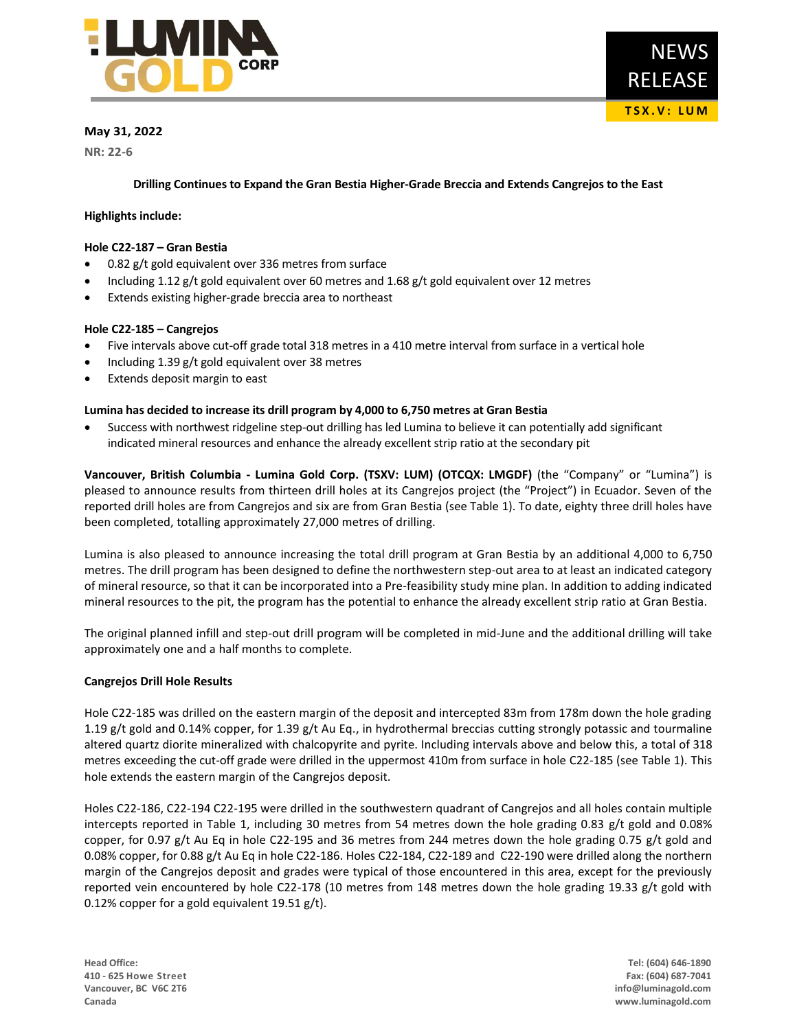# NEWS RELEASE

**TSX.V: LUM**

**May 31, 2022**

**NR: 22-6**

## Drilling Continues to Expand the Gran Bestia Higher-Grade Breccia and Extends Cangrejos to the East

**Highlights include:**

**Hole C22-187 – Gran Bestia**

- 0.82 g/t gold equivalent over 336 metres from surface
- Including 1.12 g/t gold equivalent over 60 metres and 1.68 g/t gold equivalent over 12 metres
- Extends existing higher-grade breccia area to northeast

**Hole C22-185 – Cangrejos**

- Five intervals above cut-off grade total 318 metres in a 410 metre interval from surface in a vertical hole
- Including 1.39 g/t gold equivalent over 38 metres
- Extends deposit margin to east

**Lumina has decided to increase its drill program by 4,000 to 6,750 metres at Gran Bestia**

- Success with northwest ridgeline step-out drilling has led Lumina to believe it can potentially add significant indicated mineral resources and enhance the already excellent strip ratio at the secondary pit

**Vancouver, British Columbia - Lumina Gold Corp. (TSXV: LUM) (OTCQX: LMGDF)** (the "Company" or "Lumina") is pleased to announce results from thirteen drill holes at its Cangrejos project (the "Project") in Ecuador. Seven of the reported drill holes are from Cangrejos and six are from Gran Bestia (see Table 1). To date, eighty three drill holes have been completed, totalling approximately 27,000 metres of drilling.

Lumina is also pleased to announce increasing the total drill program at Gran Bestia by an additional 4,000 to 6,750 metres. The drill program has been designed to define the northwestern step-out area to at least an indicated category of mineral resource, so that it can be incorporated into a Pre-feasibility study mine plan. In addition to adding indicated mineral resources to the pit, the program has the potential to enhance the already excellent strip ratio at Gran Bestia.

The original planned infill and step-out drill program will be completed in mid-June and the additional drilling will take approximately one and a half months to complete.

**Cangrejos Drill Hole Results**

Hole C22-185 was drilled on the eastern margin of the deposit and intercepted 83m from 178m down the hole grading 1.19 g/t gold and 0.14% copper, for 1.39 g/t Au Eq., in hydrothermal breccias cutting strongly potassic and tourmaline altered quartz diorite mineralized with chalcopyrite and pyrite. Including intervals above and below this, a total of 318 metres exceeding the cut-off grade were drilled in the uppermost 410m from surface in hole C22-185 (see Table 1). This hole extends the eastern margin of the Cangrejos deposit.

Holes C22-186, C22-194 C22-195 were drilled in the southwestern quadrant of Cangrejos and all holes contain multiple intercepts reported in Table 1, including 30 metres from 54 metres down the hole grading 0.83 g/t gold and 0.08% copper, for 0.97 g/t Au Eq in hole C22-195 and 36 metres from 244 metres down the hole grading 0.75 g/t gold and 0.08% copper, for 0.88 g/t Au Eq in hole C22-186. Holes C22-184, C22-189 and C22-190 were drilled along the northern margin of the Cangrejos deposit and grades were typical of those encountered in this area, except for the previously reported vein encountered by hole C22-178 (10 metres from 148 metres down the hole grading 19.33 g/t gold with 0.12% copper for a gold equivalent 19.51 g/t).

Head Office:
410 - 625 Howe Street
Vancouver, BC V6C 2T6
Canada

Tel: (604) 646-1890
Fax: (604) 687-7041
info@luminagold.com
www.luminagold.com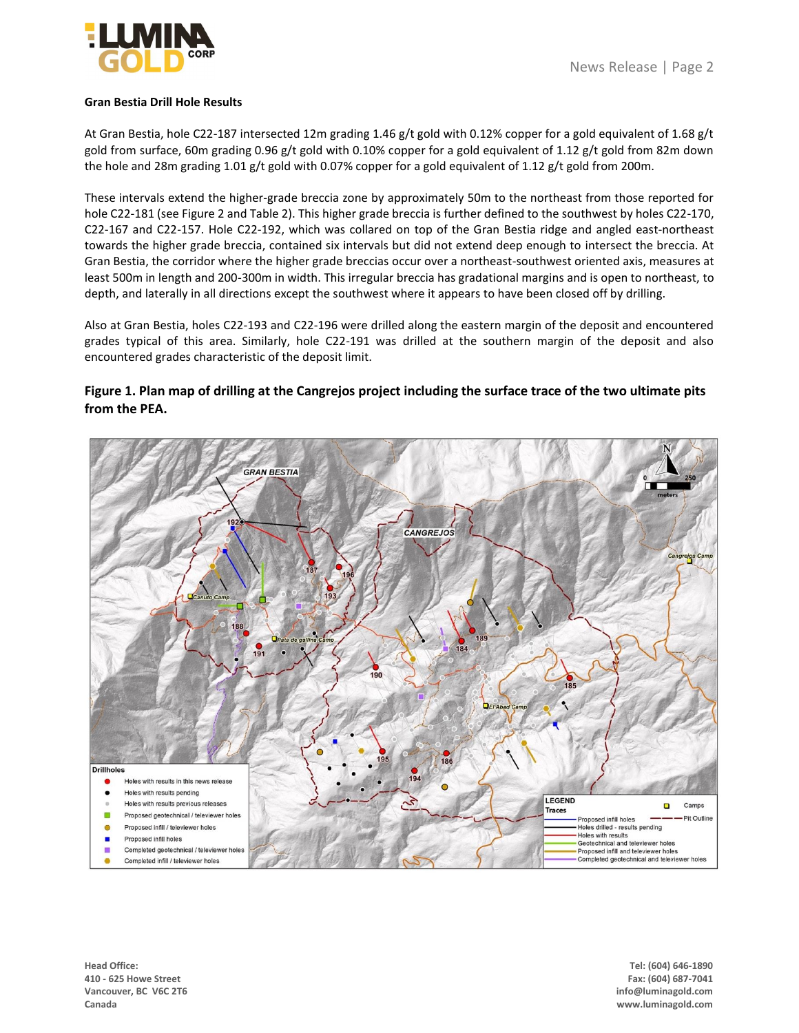**Gran Bestia Drill Hole Results**

At Gran Bestia, hole C22-187 intersected 12m grading 1.46 g/t gold with 0.12% copper for a gold equivalent of 1.68 g/t gold from surface, 60m grading 0.96 g/t gold with 0.10% copper for a gold equivalent of 1.12 g/t gold from 82m down the hole and 28m grading 1.01 g/t gold with 0.07% copper for a gold equivalent of 1.12 g/t gold from 200m.

These intervals extend the higher-grade breccia zone by approximately 50m to the northeast from those reported for hole C22-181 (see Figure 2 and Table 2). This higher grade breccia is further defined to the southwest by holes C22-170, C22-167 and C22-157. Hole C22-192, which was collared on top of the Gran Bestia ridge and angled east-northeast towards the higher grade breccia, contained six intervals but did not extend deep enough to intersect the breccia. At Gran Bestia, the corridor where the higher grade breccias occur over a northeast-southwest oriented axis, measures at least 500m in length and 200-300m in width. This irregular breccia has gradational margins and is open to northeast, to depth, and laterally in all directions except the southwest where it appears to have been closed off by drilling.

Also at Gran Bestia, holes C22-193 and C22-196 were drilled along the eastern margin of the deposit and encountered grades typical of this area. Similarly, hole C22-191 was drilled at the southern margin of the deposit and also encountered grades characteristic of the deposit limit.

**Figure 1. Plan map of drilling at the Cangrejos project including the surface trace of the two ultimate pits from the PEA.**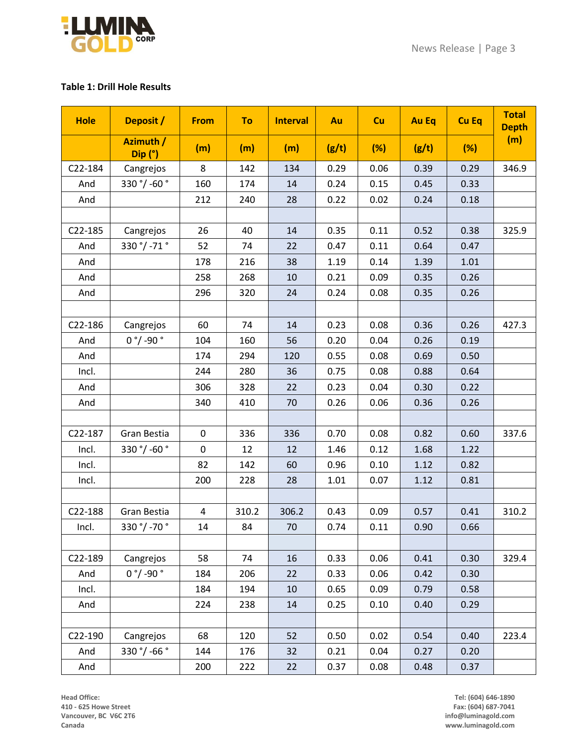**Table 1: Drill Hole Results**

| Hole | Deposit / | From | To | Interval | Au | Cu | Au Eq | Cu Eq | Total Depth (m) |
|---|---|---|---|---|---|---|---|---|---|
| | Azimuth / Dip (°) | (m) | (m) | (m) | (g/t) | (%) | (g/t) | (%) | |
| C22-184 | Cangrejos | 8 | 142 | 134 | 0.29 | 0.06 | 0.39 | 0.29 | 346.9 |
| And | 330 °/ -60 ° | 160 | 174 | 14 | 0.24 | 0.15 | 0.45 | 0.33 | |
| And | | 212 | 240 | 28 | 0.22 | 0.02 | 0.24 | 0.18 | |
| | | | | | | | | | |
| C22-185 | Cangrejos | 26 | 40 | 14 | 0.35 | 0.11 | 0.52 | 0.38 | 325.9 |
| And | 330 °/ -71 ° | 52 | 74 | 22 | 0.47 | 0.11 | 0.64 | 0.47 | |
| And | | 178 | 216 | 38 | 1.19 | 0.14 | 1.39 | 1.01 | |
| And | | 258 | 268 | 10 | 0.21 | 0.09 | 0.35 | 0.26 | |
| And | | 296 | 320 | 24 | 0.24 | 0.08 | 0.35 | 0.26 | |
| | | | | | | | | | |
| C22-186 | Cangrejos | 60 | 74 | 14 | 0.23 | 0.08 | 0.36 | 0.26 | 427.3 |
| And | 0 °/ -90 ° | 104 | 160 | 56 | 0.20 | 0.04 | 0.26 | 0.19 | |
| And | | 174 | 294 | 120 | 0.55 | 0.08 | 0.69 | 0.50 | |
| Incl. | | 244 | 280 | 36 | 0.75 | 0.08 | 0.88 | 0.64 | |
| And | | 306 | 328 | 22 | 0.23 | 0.04 | 0.30 | 0.22 | |
| And | | 340 | 410 | 70 | 0.26 | 0.06 | 0.36 | 0.26 | |
| | | | | | | | | | |
| C22-187 | Gran Bestia | 0 | 336 | 336 | 0.70 | 0.08 | 0.82 | 0.60 | 337.6 |
| Incl. | 330 °/ -60 ° | 0 | 12 | 12 | 1.46 | 0.12 | 1.68 | 1.22 | |
| Incl. | | 82 | 142 | 60 | 0.96 | 0.10 | 1.12 | 0.82 | |
| Incl. | | 200 | 228 | 28 | 1.01 | 0.07 | 1.12 | 0.81 | |
| | | | | | | | | | |
| C22-188 | Gran Bestia | 4 | 310.2 | 306.2 | 0.43 | 0.09 | 0.57 | 0.41 | 310.2 |
| Incl. | 330 °/ -70 ° | 14 | 84 | 70 | 0.74 | 0.11 | 0.90 | 0.66 | |
| | | | | | | | | | |
| C22-189 | Cangrejos | 58 | 74 | 16 | 0.33 | 0.06 | 0.41 | 0.30 | 329.4 |
| And | 0 °/ -90 ° | 184 | 206 | 22 | 0.33 | 0.06 | 0.42 | 0.30 | |
| Incl. | | 184 | 194 | 10 | 0.65 | 0.09 | 0.79 | 0.58 | |
| And | | 224 | 238 | 14 | 0.25 | 0.10 | 0.40 | 0.29 | |
| | | | | | | | | | |
| C22-190 | Cangrejos | 68 | 120 | 52 | 0.50 | 0.02 | 0.54 | 0.40 | 223.4 |
| And | 330 °/ -66 ° | 144 | 176 | 32 | 0.21 | 0.04 | 0.27 | 0.20 | |
| And | | 200 | 222 | 22 | 0.37 | 0.08 | 0.48 | 0.37 | |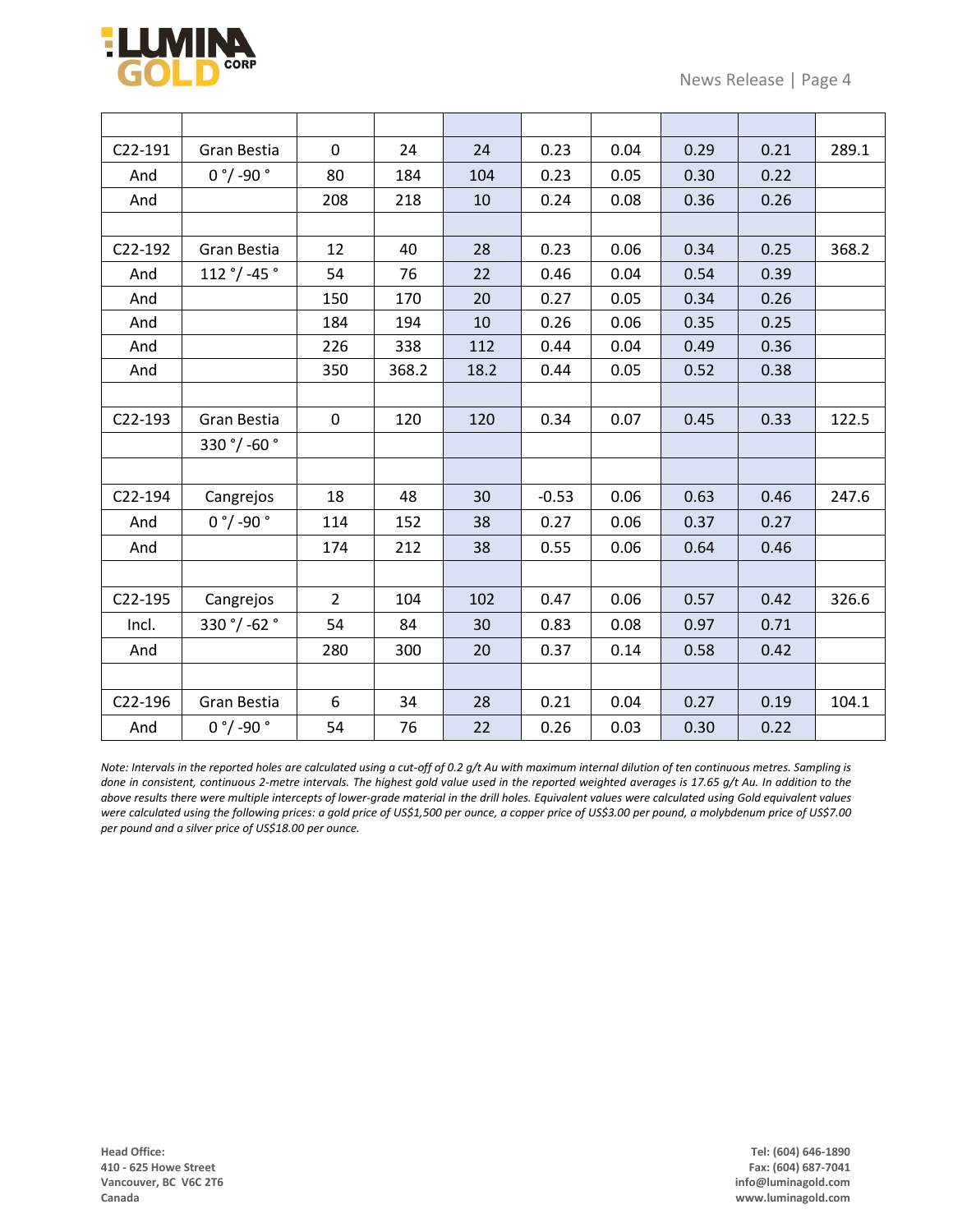| | | | | | | | | | |
|---|---|---|---|---|---|---|---|---|---|
| C22-191 | Gran Bestia | 0 | 24 | 24 | 0.23 | 0.04 | 0.29 | 0.21 | 289.1 |
| And | 0 °/ -90 ° | 80 | 184 | 104 | 0.23 | 0.05 | 0.30 | 0.22 | |
| And | | 208 | 218 | 10 | 0.24 | 0.08 | 0.36 | 0.26 | |
| | | | | | | | | | |
| C22-192 | Gran Bestia | 12 | 40 | 28 | 0.23 | 0.06 | 0.34 | 0.25 | 368.2 |
| And | 112 °/ -45 ° | 54 | 76 | 22 | 0.46 | 0.04 | 0.54 | 0.39 | |
| And | | 150 | 170 | 20 | 0.27 | 0.05 | 0.34 | 0.26 | |
| And | | 184 | 194 | 10 | 0.26 | 0.06 | 0.35 | 0.25 | |
| And | | 226 | 338 | 112 | 0.44 | 0.04 | 0.49 | 0.36 | |
| And | | 350 | 368.2 | 18.2 | 0.44 | 0.05 | 0.52 | 0.38 | |
| | | | | | | | | | |
| C22-193 | Gran Bestia | 0 | 120 | 120 | 0.34 | 0.07 | 0.45 | 0.33 | 122.5 |
| | 330 °/ -60 ° | | | | | | | | |
| | | | | | | | | | |
| C22-194 | Cangrejos | 18 | 48 | 30 | -0.53 | 0.06 | 0.63 | 0.46 | 247.6 |
| And | 0 °/ -90 ° | 114 | 152 | 38 | 0.27 | 0.06 | 0.37 | 0.27 | |
| And | | 174 | 212 | 38 | 0.55 | 0.06 | 0.64 | 0.46 | |
| | | | | | | | | | |
| C22-195 | Cangrejos | 2 | 104 | 102 | 0.47 | 0.06 | 0.57 | 0.42 | 326.6 |
| Incl. | 330 °/ -62 ° | 54 | 84 | 30 | 0.83 | 0.08 | 0.97 | 0.71 | |
| And | | 280 | 300 | 20 | 0.37 | 0.14 | 0.58 | 0.42 | |
| | | | | | | | | | |
| C22-196 | Gran Bestia | 6 | 34 | 28 | 0.21 | 0.04 | 0.27 | 0.19 | 104.1 |
| And | 0 °/ -90 ° | 54 | 76 | 22 | 0.26 | 0.03 | 0.30 | 0.22 | |

*Note: Intervals in the reported holes are calculated using a cut-off of 0.2 g/t Au with maximum internal dilution of ten continuous metres. Sampling is done in consistent, continuous 2-metre intervals. The highest gold value used in the reported weighted averages is 17.65 g/t Au. In addition to the above results there were multiple intercepts of lower-grade material in the drill holes. Equivalent values were calculated using Gold equivalent values were calculated using the following prices: a gold price of US$1,500 per ounce, a copper price of US$3.00 per pound, a molybdenum price of US$7.00 per pound and a silver price of US$18.00 per ounce.*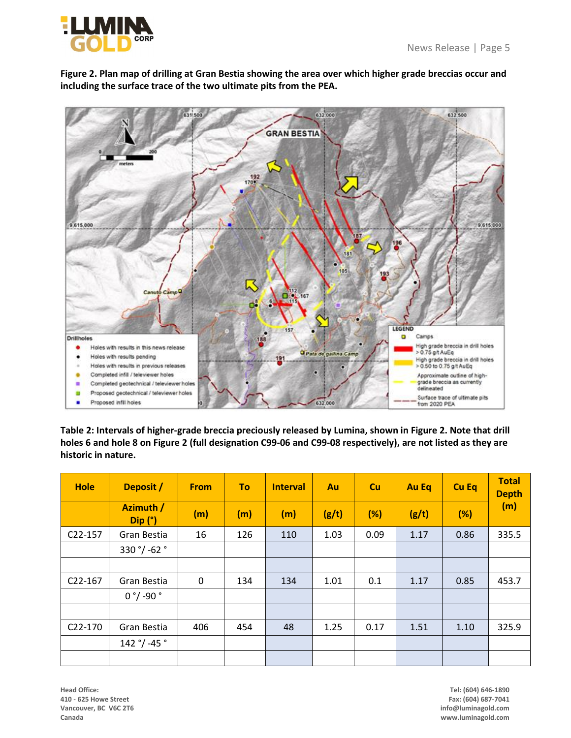**Figure 2. Plan map of drilling at Gran Bestia showing the area over which higher grade breccias occur and including the surface trace of the two ultimate pits from the PEA.**

**Table 2: Intervals of higher-grade breccia preciously released by Lumina, shown in Figure 2. Note that drill holes 6 and hole 8 on Figure 2 (full designation C99-06 and C99-08 respectively), are not listed as they are historic in nature.**

| Hole | Deposit / Azimuth / Dip (°) | From (m) | To (m) | Interval (m) | Au (g/t) | Cu (%) | Au Eq (g/t) | Cu Eq (%) | Total Depth (m) |
|---|---|---|---|---|---|---|---|---|---|
| C22-157 | Gran Bestia | 16 | 126 | 110 | 1.03 | 0.09 | 1.17 | 0.86 | 335.5 |
| | 330 °/ -62 ° | | | | | | | | |
| | | | | | | | | | |
| C22-167 | Gran Bestia | 0 | 134 | 134 | 1.01 | 0.1 | 1.17 | 0.85 | 453.7 |
| | 0 °/ -90 ° | | | | | | | | |
| | | | | | | | | | |
| C22-170 | Gran Bestia | 406 | 454 | 48 | 1.25 | 0.17 | 1.51 | 1.10 | 325.9 |
| | 142 °/ -45 ° | | | | | | | | |
| | | | | | | | | | |

Head Office:
410 - 625 Howe Street
Vancouver, BC V6C 2T6
Canada

Tel: (604) 646-1890
Fax: (604) 687-7041
info@luminagold.com
www.luminagold.com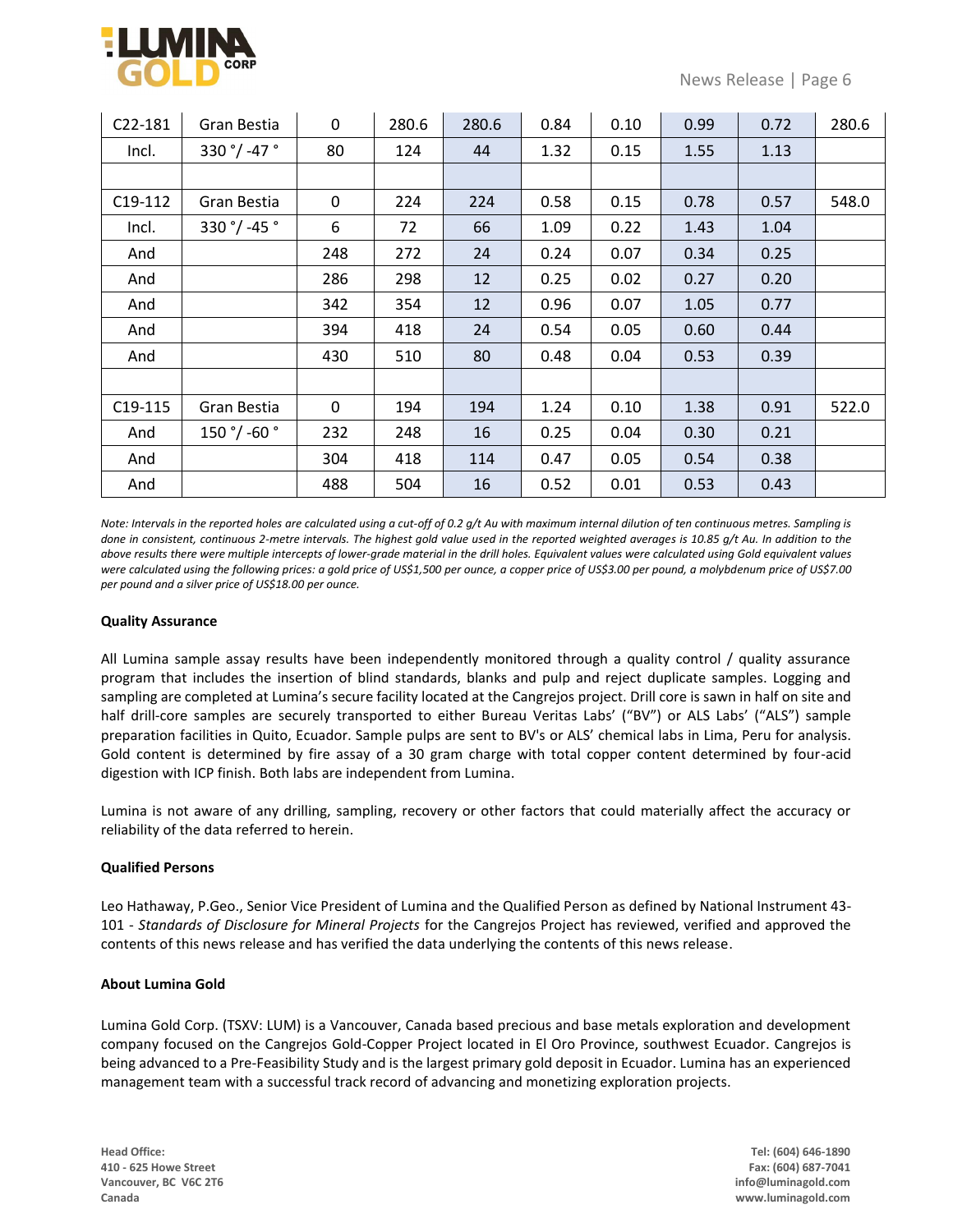| C22-181 | Gran Bestia | 0 | 280.6 | 280.6 | 0.84 | 0.10 | 0.99 | 0.72 | 280.6 |
|---|---|---|---|---|---|---|---|---|---|
| Incl. | 330 °/ -47 ° | 80 | 124 | 44 | 1.32 | 0.15 | 1.55 | 1.13 | |
| | | | | | | | | | |
| C19-112 | Gran Bestia | 0 | 224 | 224 | 0.58 | 0.15 | 0.78 | 0.57 | 548.0 |
| Incl. | 330 °/ -45 ° | 6 | 72 | 66 | 1.09 | 0.22 | 1.43 | 1.04 | |
| And | | 248 | 272 | 24 | 0.24 | 0.07 | 0.34 | 0.25 | |
| And | | 286 | 298 | 12 | 0.25 | 0.02 | 0.27 | 0.20 | |
| And | | 342 | 354 | 12 | 0.96 | 0.07 | 1.05 | 0.77 | |
| And | | 394 | 418 | 24 | 0.54 | 0.05 | 0.60 | 0.44 | |
| And | | 430 | 510 | 80 | 0.48 | 0.04 | 0.53 | 0.39 | |
| | | | | | | | | | |
| C19-115 | Gran Bestia | 0 | 194 | 194 | 1.24 | 0.10 | 1.38 | 0.91 | 522.0 |
| And | 150 °/ -60 ° | 232 | 248 | 16 | 0.25 | 0.04 | 0.30 | 0.21 | |
| And | | 304 | 418 | 114 | 0.47 | 0.05 | 0.54 | 0.38 | |
| And | | 488 | 504 | 16 | 0.52 | 0.01 | 0.53 | 0.43 | |

*Note: Intervals in the reported holes are calculated using a cut-off of 0.2 g/t Au with maximum internal dilution of ten continuous metres. Sampling is done in consistent, continuous 2-metre intervals. The highest gold value used in the reported weighted averages is 10.85 g/t Au. In addition to the above results there were multiple intercepts of lower-grade material in the drill holes. Equivalent values were calculated using Gold equivalent values were calculated using the following prices: a gold price of US$1,500 per ounce, a copper price of US$3.00 per pound, a molybdenum price of US$7.00 per pound and a silver price of US$18.00 per ounce.*

**Quality Assurance**

All Lumina sample assay results have been independently monitored through a quality control / quality assurance program that includes the insertion of blind standards, blanks and pulp and reject duplicate samples. Logging and sampling are completed at Lumina's secure facility located at the Cangrejos project. Drill core is sawn in half on site and half drill-core samples are securely transported to either Bureau Veritas Labs' ("BV") or ALS Labs' ("ALS") sample preparation facilities in Quito, Ecuador. Sample pulps are sent to BV's or ALS' chemical labs in Lima, Peru for analysis. Gold content is determined by fire assay of a 30 gram charge with total copper content determined by four-acid digestion with ICP finish. Both labs are independent from Lumina.

Lumina is not aware of any drilling, sampling, recovery or other factors that could materially affect the accuracy or reliability of the data referred to herein.

**Qualified Persons**

Leo Hathaway, P.Geo., Senior Vice President of Lumina and the Qualified Person as defined by National Instrument 43-101 - *Standards of Disclosure for Mineral Projects* for the Cangrejos Project has reviewed, verified and approved the contents of this news release and has verified the data underlying the contents of this news release.

**About Lumina Gold**

Lumina Gold Corp. (TSXV: LUM) is a Vancouver, Canada based precious and base metals exploration and development company focused on the Cangrejos Gold-Copper Project located in El Oro Province, southwest Ecuador. Cangrejos is being advanced to a Pre-Feasibility Study and is the largest primary gold deposit in Ecuador. Lumina has an experienced management team with a successful track record of advancing and monetizing exploration projects.

**Head Office:**
**410 - 625 Howe Street**
**Vancouver, BC V6C 2T6**
**Canada**

**Tel: (604) 646-1890**
**Fax: (604) 687-7041**
**info@luminagold.com**
**www.luminagold.com**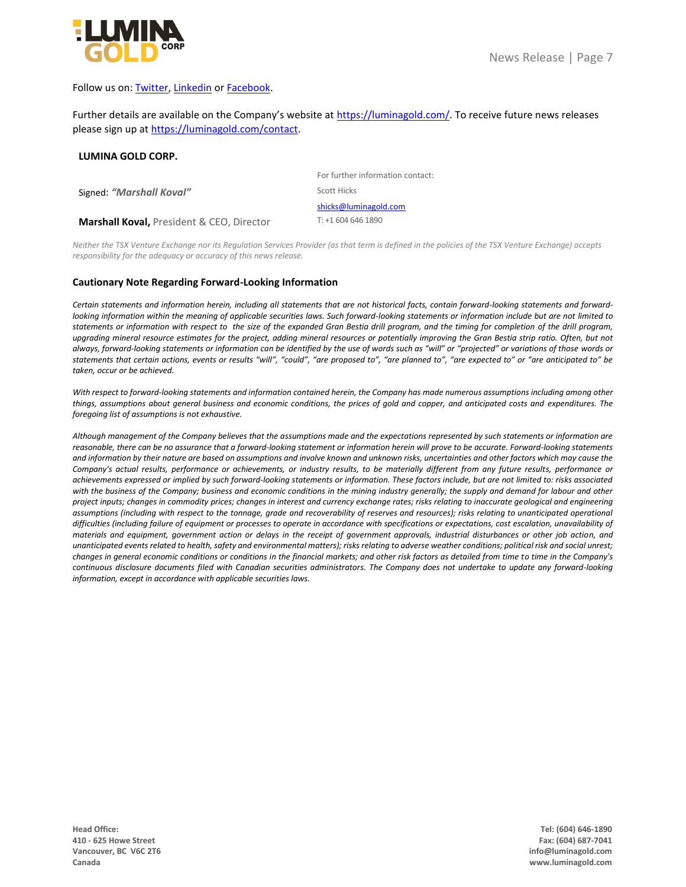Follow us on: Twitter, Linkedin or Facebook.

Further details are available on the Company's website at https://luminagold.com/. To receive future news releases please sign up at https://luminagold.com/contact.

**LUMINA GOLD CORP.**

Signed: ***"Marshall Koval"***

**Marshall Koval,** President & CEO, Director

For further information contact:
Scott Hicks
shicks@luminagold.com
T: +1 604 646 1890

*Neither the TSX Venture Exchange nor its Regulation Services Provider (as that term is defined in the policies of the TSX Venture Exchange) accepts responsibility for the adequacy or accuracy of this news release.*

**Cautionary Note Regarding Forward-Looking Information**

*Certain statements and information herein, including all statements that are not historical facts, contain forward-looking statements and forward-looking information within the meaning of applicable securities laws. Such forward-looking statements or information include but are not limited to statements or information with respect to the size of the expanded Gran Bestia drill program, and the timing for completion of the drill program, upgrading mineral resource estimates for the project, adding mineral resources or potentially improving the Gran Bestia strip ratio. Often, but not always, forward-looking statements or information can be identified by the use of words such as "will" or "projected" or variations of those words or statements that certain actions, events or results "will", "could", "are proposed to", "are planned to", "are expected to" or "are anticipated to" be taken, occur or be achieved.*

*With respect to forward-looking statements and information contained herein, the Company has made numerous assumptions including among other things, assumptions about general business and economic conditions, the prices of gold and copper, and anticipated costs and expenditures. The foregoing list of assumptions is not exhaustive.*

*Although management of the Company believes that the assumptions made and the expectations represented by such statements or information are reasonable, there can be no assurance that a forward-looking statement or information herein will prove to be accurate. Forward-looking statements and information by their nature are based on assumptions and involve known and unknown risks, uncertainties and other factors which may cause the Company's actual results, performance or achievements, or industry results, to be materially different from any future results, performance or achievements expressed or implied by such forward-looking statements or information. These factors include, but are not limited to: risks associated with the business of the Company; business and economic conditions in the mining industry generally; the supply and demand for labour and other project inputs; changes in commodity prices; changes in interest and currency exchange rates; risks relating to inaccurate geological and engineering assumptions (including with respect to the tonnage, grade and recoverability of reserves and resources); risks relating to unanticipated operational difficulties (including failure of equipment or processes to operate in accordance with specifications or expectations, cost escalation, unavailability of materials and equipment, government action or delays in the receipt of government approvals, industrial disturbances or other job action, and unanticipated events related to health, safety and environmental matters); risks relating to adverse weather conditions; political risk and social unrest; changes in general economic conditions or conditions in the financial markets; and other risk factors as detailed from time to time in the Company's continuous disclosure documents filed with Canadian securities administrators. The Company does not undertake to update any forward-looking information, except in accordance with applicable securities laws.*